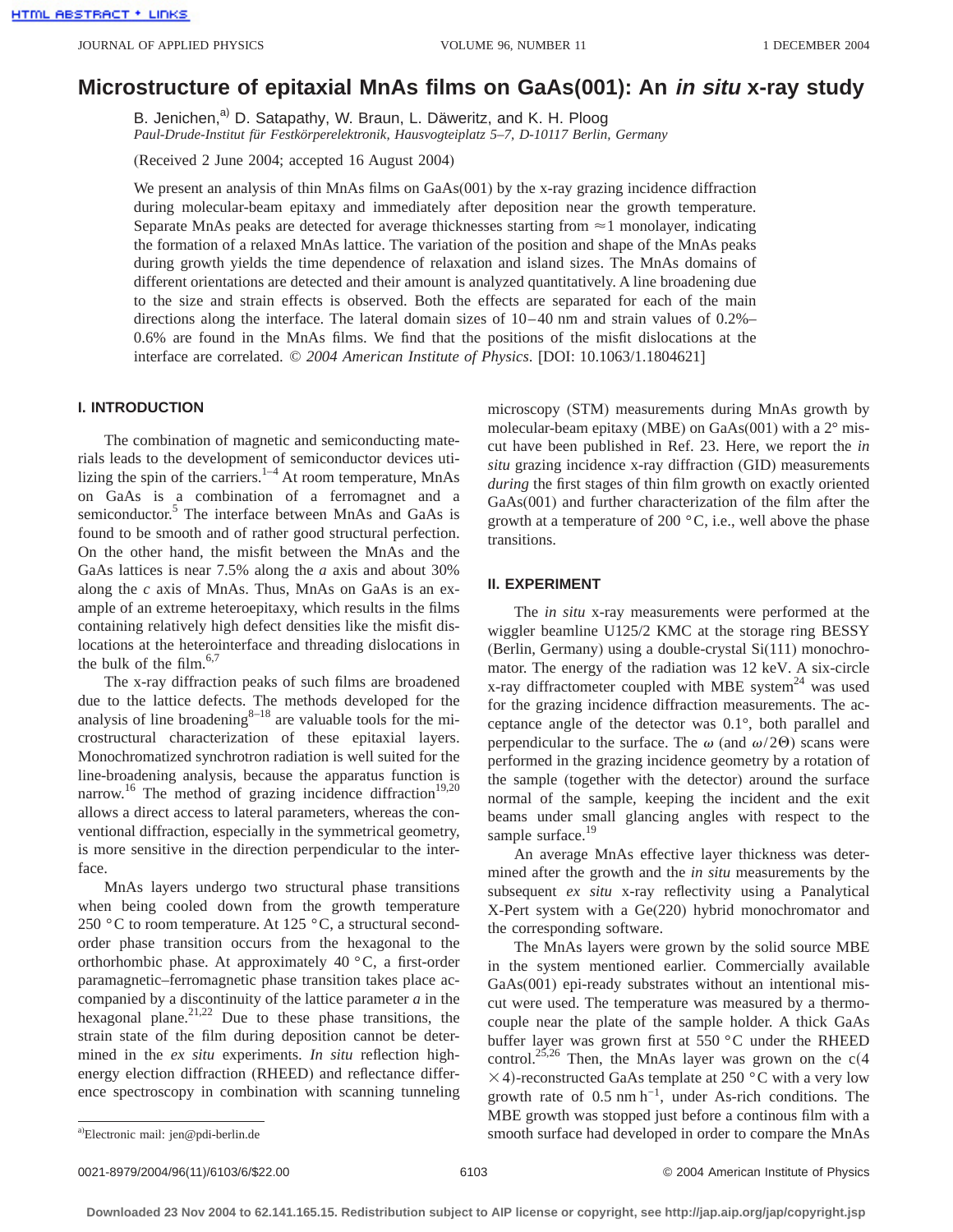# Microstructure of epitaxial MnAs films on GaAs(001): An *in situ* x-ray study

B. Jenichen,[a] D. Satapathy, W. Braun, L. Däweritz, and K. H. Ploog

*Paul-Drude-Institut für Festkörperelektronik, Hausvogteiplatz 5–7, D-10117 Berlin, Germany*

(Received 2 June 2004; accepted 16 August 2004)

We present an analysis of thin MnAs films on GaAs(001) by the x-ray grazing incidence diffraction during molecular-beam epitaxy and immediately after deposition near the growth temperature. Separate MnAs peaks are detected for average thicknesses starting from ≈1 monolayer, indicating the formation of a relaxed MnAs lattice. The variation of the position and shape of the MnAs peaks during growth yields the time dependence of relaxation and island sizes. The MnAs domains of different orientations are detected and their amount is analyzed quantitatively. A line broadening due to the size and strain effects is observed. Both the effects are separated for each of the main directions along the interface. The lateral domain sizes of 10–40 nm and strain values of 0.2%–0.6% are found in the MnAs films. We find that the positions of the misfit dislocations at the interface are correlated. *© 2004 American Institute of Physics.* [DOI: 10.1063/1.1804621]

## I. INTRODUCTION

The combination of magnetic and semiconducting materials leads to the development of semiconductor devices utilizing the spin of the carriers.[1–4] At room temperature, MnAs on GaAs is a combination of a ferromagnet and a semiconductor.[5] The interface between MnAs and GaAs is found to be smooth and of rather good structural perfection. On the other hand, the misfit between the MnAs and the GaAs lattices is near 7.5% along the *a* axis and about 30% along the *c* axis of MnAs. Thus, MnAs on GaAs is an example of an extreme heteroepitaxy, which results in the films containing relatively high defect densities like the misfit dislocations at the heterointerface and threading dislocations in the bulk of the film.[6,7]

The x-ray diffraction peaks of such films are broadened due to the lattice defects. The methods developed for the analysis of line broadening[8–18] are valuable tools for the microstructural characterization of these epitaxial layers. Monochromatized synchrotron radiation is well suited for the line-broadening analysis, because the apparatus function is narrow.[16] The method of grazing incidence diffraction[19,20] allows a direct access to lateral parameters, whereas the conventional diffraction, especially in the symmetrical geometry, is more sensitive in the direction perpendicular to the interface.

MnAs layers undergo two structural phase transitions when being cooled down from the growth temperature 250 °C to room temperature. At 125 °C, a structural second-order phase transition occurs from the hexagonal to the orthorhombic phase. At approximately 40 °C, a first-order paramagnetic–ferromagnetic phase transition takes place accompanied by a discontinuity of the lattice parameter *a* in the hexagonal plane.[21,22] Due to these phase transitions, the strain state of the film during deposition cannot be determined in the *ex situ* experiments. *In situ* reflection high-energy election diffraction (RHEED) and reflectance difference spectroscopy in combination with scanning tunneling microscopy (STM) measurements during MnAs growth by molecular-beam epitaxy (MBE) on GaAs(001) with a 2° miscut have been published in Ref. 23. Here, we report the *in situ* grazing incidence x-ray diffraction (GID) measurements *during* the first stages of thin film growth on exactly oriented GaAs(001) and further characterization of the film after the growth at a temperature of 200 °C, i.e., well above the phase transitions.

## II. EXPERIMENT

The *in situ* x-ray measurements were performed at the wiggler beamline U125/2 KMC at the storage ring BESSY (Berlin, Germany) using a double-crystal Si(111) monochromator. The energy of the radiation was 12 keV. A six-circle x-ray diffractometer coupled with MBE system[24] was used for the grazing incidence diffraction measurements. The acceptance angle of the detector was 0.1°, both parallel and perpendicular to the surface. The $\omega$ (and $\omega/2\Theta$) scans were performed in the grazing incidence geometry by a rotation of the sample (together with the detector) around the surface normal of the sample, keeping the incident and the exit beams under small glancing angles with respect to the sample surface.[19]

An average MnAs effective layer thickness was determined after the growth and the *in situ* measurements by the subsequent *ex situ* x-ray reflectivity using a Panalytical X-Pert system with a Ge(220) hybrid monochromator and the corresponding software.

The MnAs layers were grown by the solid source MBE in the system mentioned earlier. Commercially available GaAs(001) epi-ready substrates without an intentional miscut were used. The temperature was measured by a thermocouple near the plate of the sample holder. A thick GaAs buffer layer was grown first at 550 °C under the RHEED control.[25,26] Then, the MnAs layer was grown on the c$(4\times4)$-reconstructed GaAs template at 250 °C with a very low growth rate of $0.5\ \mathrm{nm\,h^{-1}}$, under As-rich conditions. The MBE growth was stopped just before a continous film with a smooth surface had developed in order to compare the MnAs

[a]Electronic mail: jen@pdi-berlin.de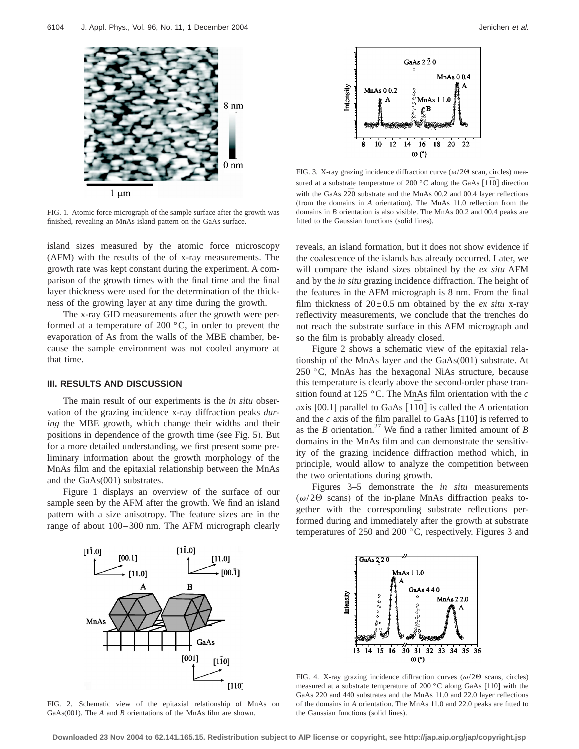FIG. 1. Atomic force micrograph of the sample surface after the growth was finished, revealing an MnAs island pattern on the GaAs surface.

FIG. 3. X-ray grazing incidence diffraction curve ($\omega/2\Theta$ scan, circles) measured at a substrate temperature of 200 °C along the GaAs $[1\bar{1}0]$ direction with the GaAs $2\bar{2}0$ substrate and the MnAs 00.2 and 00.4 layer reflections (from the domains in *A* orientation). The MnAs 11.0 reflection from the domains in *B* orientation is also visible. The MnAs 00.2 and 00.4 peaks are fitted to the Gaussian functions (solid lines).

island sizes measured by the atomic force microscopy (AFM) with the results of the of x-ray measurements. The growth rate was kept constant during the experiment. A comparison of the growth times with the final time and the final layer thickness were used for the determination of the thickness of the growing layer at any time during the growth.

The x-ray GID measurements after the growth were performed at a temperature of 200 °C, in order to prevent the evaporation of As from the walls of the MBE chamber, because the sample environment was not cooled anymore at that time.

## III. RESULTS AND DISCUSSION

The main result of our experiments is the *in situ* observation of the grazing incidence x-ray diffraction peaks *during* the MBE growth, which change their widths and their positions in dependence of the growth time (see Fig. 5). But for a more detailed understanding, we first present some preliminary information about the growth morphology of the MnAs film and the epitaxial relationship between the MnAs and the GaAs(001) substrates.

Figure 1 displays an overview of the surface of our sample seen by the AFM after the growth. We find an island pattern with a size anisotropy. The feature sizes are in the range of about 100–300 nm. The AFM micrograph clearly reveals, an island formation, but it does not show evidence if the coalescence of the islands has already occurred. Later, we will compare the island sizes obtained by the *ex situ* AFM and by the *in situ* grazing incidence diffraction. The height of the features in the AFM micrograph is 8 nm. From the final film thickness of $20 \pm 0.5$ nm obtained by the *ex situ* x-ray reflectivity measurements, we conclude that the trenches do not reach the substrate surface in this AFM micrograph and so the film is probably already closed.

Figure 2 shows a schematic view of the epitaxial relationship of the MnAs layer and the GaAs(001) substrate. At 250 °C, MnAs has the hexagonal NiAs structure, because this temperature is clearly above the second-order phase transition found at 125 °C. The MnAs film orientation with the *c* axis [00.1] parallel to GaAs $[1\bar{1}0]$ is called the *A* orientation and the *c* axis of the film parallel to GaAs [110] is referred to as the *B* orientation.[27] We find a rather limited amount of *B* domains in the MnAs film and can demonstrate the sensitivity of the grazing incidence diffraction method which, in principle, would allow to analyze the competition between the two orientations during growth.

Figures 3–5 demonstrate the *in situ* measurements ($\omega/2\Theta$ scans) of the in-plane MnAs diffraction peaks together with the corresponding substrate reflections performed during and immediately after the growth at substrate temperatures of 250 and 200 °C, respectively. Figures 3 and

FIG. 2. Schematic view of the epitaxial relationship of MnAs on GaAs(001). The *A* and *B* orientations of the MnAs film are shown.

FIG. 4. X-ray grazing incidence diffraction curves ($\omega/2\Theta$ scans, circles) measured at a substrate temperature of 200 °C along GaAs [110] with the GaAs 220 and 440 substrates and the MnAs 11.0 and 22.0 layer reflections of the domains in *A* orientation. The MnAs 11.0 and 22.0 peaks are fitted to the Gaussian functions (solid lines).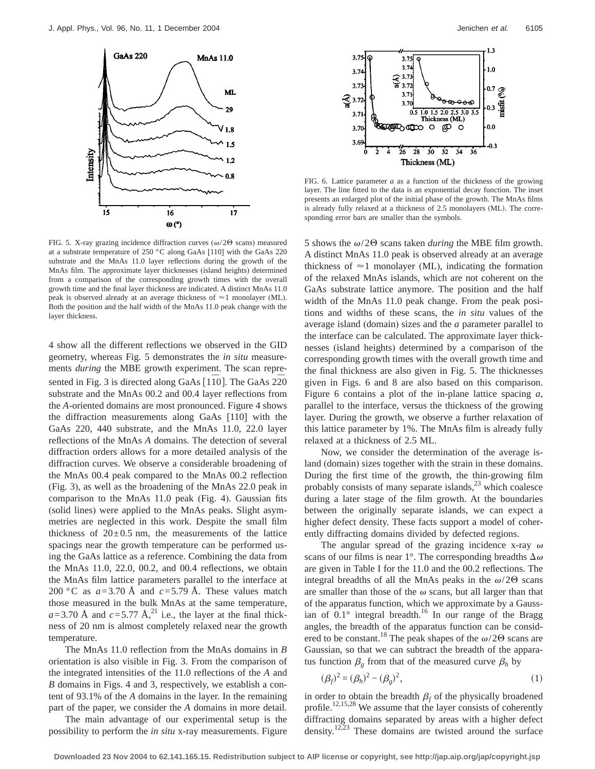FIG. 5. X-ray grazing incidence diffraction curves ($\omega/2\Theta$ scans) measured at a substrate temperature of 250 °C along GaAs [110] with the GaAs 220 substrate and the MnAs 11.0 layer reflections during the growth of the MnAs film. The approximate layer thicknesses (island heights) determined from a comparison of the corresponding growth times with the overall growth time and the final layer thickness are indicated. A distinct MnAs 11.0 peak is observed already at an average thickness of ≈1 monolayer (ML). Both the position and the half width of the MnAs 11.0 peak change with the layer thickness.

FIG. 6. Lattice parameter $a$ as a function of the thickness of the growing layer. The line fitted to the data is an exponential decay function. The inset presents an enlarged plot of the initial phase of the growth. The MnAs films is already fully relaxed at a thickness of 2.5 monolayers (ML). The corresponding error bars are smaller than the symbols.

4 show all the different reflections we observed in the GID geometry, whereas Fig. 5 demonstrates the *in situ* measurements *during* the MBE growth experiment. The scan represented in Fig. 3 is directed along GaAs $[1\bar{1}0]$. The GaAs $2\bar{2}0$ substrate and the MnAs 00.2 and 00.4 layer reflections from the *A*-oriented domains are most pronounced. Figure 4 shows the diffraction measurements along GaAs [110] with the GaAs 220, 440 substrate, and the MnAs 11.0, 22.0 layer reflections of the MnAs *A* domains. The detection of several diffraction orders allows for a more detailed analysis of the diffraction curves. We observe a considerable broadening of the MnAs 00.4 peak compared to the MnAs 00.2 reflection (Fig. 3), as well as the broadening of the MnAs 22.0 peak in comparison to the MnAs 11.0 peak (Fig. 4). Gaussian fits (solid lines) were applied to the MnAs peaks. Slight asymmetries are neglected in this work. Despite the small film thickness of $20\pm0.5$ nm, the measurements of the lattice spacings near the growth temperature can be performed using the GaAs lattice as a reference. Combining the data from the MnAs 11.0, 22.0, 00.2, and 00.4 reflections, we obtain the MnAs film lattice parameters parallel to the interface at 200 °C as $a=3.70$ Å and $c=5.79$ Å. These values match those measured in the bulk MnAs at the same temperature, $a=3.70$ Å and $c=5.77$ Å,[21] i.e., the layer at the final thickness of 20 nm is almost completely relaxed near the growth temperature.

The MnAs 11.0 reflection from the MnAs domains in *B* orientation is also visible in Fig. 3. From the comparison of the integrated intensities of the 11.0 reflections of the *A* and *B* domains in Figs. 4 and 3, respectively, we establish a content of 93.1% of the *A* domains in the layer. In the remaining part of the paper, we consider the *A* domains in more detail.

The main advantage of our experimental setup is the possibility to perform the *in situ* x-ray measurements. Figure 5 shows the $\omega/2\Theta$ scans taken *during* the MBE film growth. A distinct MnAs 11.0 peak is observed already at an average thickness of ≈1 monolayer (ML), indicating the formation of the relaxed MnAs islands, which are not coherent on the GaAs substrate lattice anymore. The position and the half width of the MnAs 11.0 peak change. From the peak positions and widths of these scans, the *in situ* values of the average island (domain) sizes and the *a* parameter parallel to the interface can be calculated. The approximate layer thicknesses (island heights) determined by a comparison of the corresponding growth times with the overall growth time and the final thickness are also given in Fig. 5. The thicknesses given in Figs. 6 and 8 are also based on this comparison. Figure 6 contains a plot of the in-plane lattice spacing *a*, parallel to the interface, versus the thickness of the growing layer. During the growth, we observe a further relaxation of this lattice parameter by 1%. The MnAs film is already fully relaxed at a thickness of 2.5 ML.

Now, we consider the determination of the average island (domain) sizes together with the strain in these domains. During the first time of the growth, the thin-growing film probably consists of many separate islands,[23] which coalesce during a later stage of the film growth. At the boundaries between the originally separate islands, we can expect a higher defect density. These facts support a model of coherently diffracting domains divided by defected regions.

The angular spread of the grazing incidence x-ray $\omega$ scans of our films is near 1°. The corresponding breadths $\Delta\omega$ are given in Table I for the 11.0 and the 00.2 reflections. The integral breadths of all the MnAs peaks in the $\omega/2\Theta$ scans are smaller than those of the $\omega$ scans, but all larger than that of the apparatus function, which we approximate by a Gaussian of 0.1° integral breadth.[16] In our range of the Bragg angles, the breadth of the apparatus function can be considered to be constant.[18] The peak shapes of the $\omega/2\Theta$ scans are Gaussian, so that we can subtract the breadth of the apparatus function $\beta_g$ from that of the measured curve $\beta_h$ by

$$(\beta_f)^2=(\beta_h)^2-(\beta_g)^2, \tag{1}$$

in order to obtain the breadth $\beta_f$ of the physically broadened profile.[12,15,28] We assume that the layer consists of coherently diffracting domains separated by areas with a higher defect density.[12,23] These domains are twisted around the surface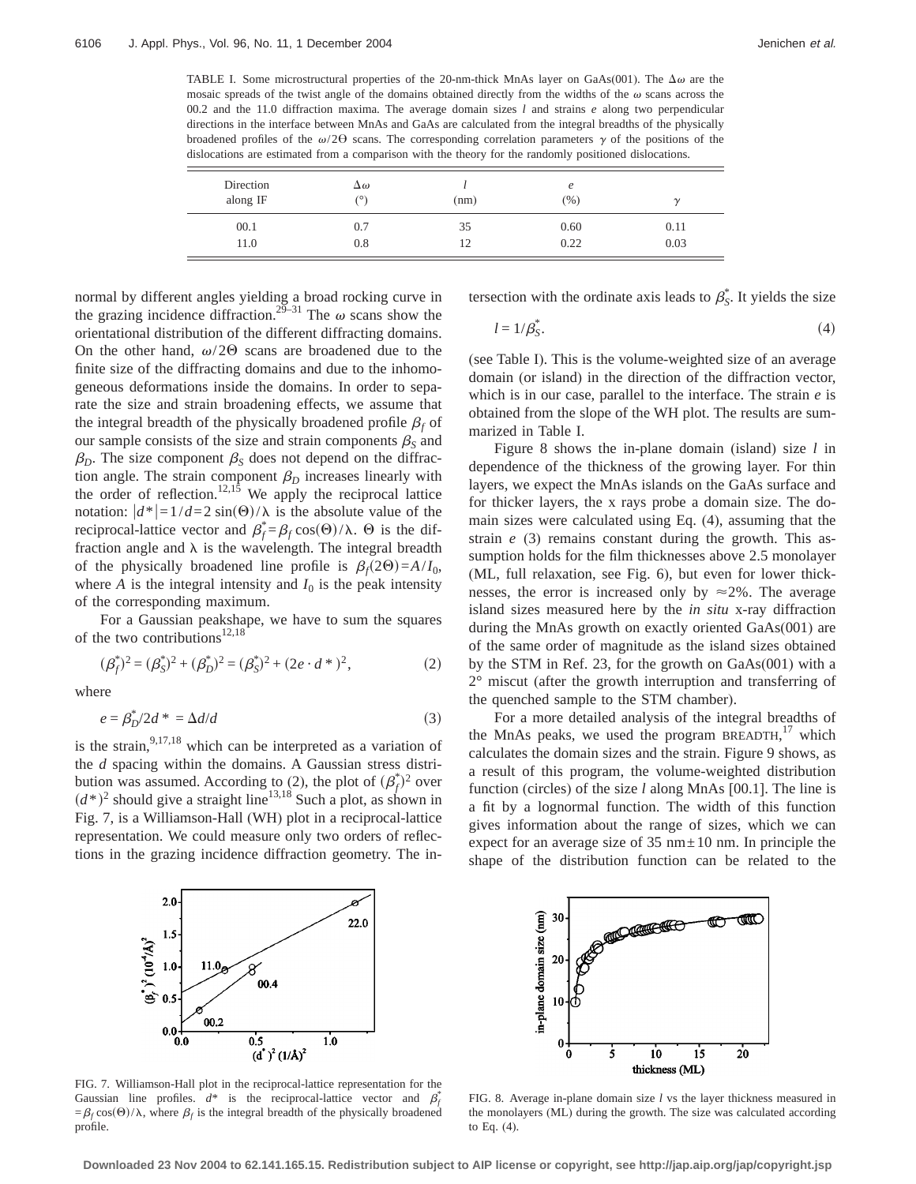TABLE I. Some microstructural properties of the 20-nm-thick MnAs layer on GaAs(001). The $\Delta\omega$ are the mosaic spreads of the twist angle of the domains obtained directly from the widths of the $\omega$ scans across the 00.2 and the 11.0 diffraction maxima. The average domain sizes $l$ and strains $e$ along two perpendicular directions in the interface between MnAs and GaAs are calculated from the integral breadths of the physically broadened profiles of the $\omega/2\Theta$ scans. The corresponding correlation parameters $\gamma$ of the positions of the dislocations are estimated from a comparison with the theory for the randomly positioned dislocations.

| Direction along IF | $\Delta\omega$ (°) | $l$ (nm) | $e$ (%) | $\gamma$ |
|---|---|---|---|---|
| 00.1 | 0.7 | 35 | 0.60 | 0.11 |
| 11.0 | 0.8 | 12 | 0.22 | 0.03 |

normal by different angles yielding a broad rocking curve in the grazing incidence diffraction.[29–31] The $\omega$ scans show the orientational distribution of the different diffracting domains. On the other hand, $\omega/2\Theta$ scans are broadened due to the finite size of the diffracting domains and due to the inhomogeneous deformations inside the domains. In order to separate the size and strain broadening effects, we assume that the integral breadth of the physically broadened profile $\beta_f$ of our sample consists of the size and strain components $\beta_S$ and $\beta_D$. The size component $\beta_S$ does not depend on the diffraction angle. The strain component $\beta_D$ increases linearly with the order of reflection.[12,15] We apply the reciprocal lattice notation: $|d^*|=1/d=2\sin(\Theta)/\lambda$ is the absolute value of the reciprocal-lattice vector and $\beta_f^*=\beta_f\cos(\Theta)/\lambda$. $\Theta$ is the diffraction angle and $\lambda$ is the wavelength. The integral breadth of the physically broadened line profile is $\beta_f(2\Theta)=A/I_0$, where $A$ is the integral intensity and $I_0$ is the peak intensity of the corresponding maximum.

For a Gaussian peakshape, we have to sum the squares of the two contributions[12,18]

$$(\beta_f^*)^2=(\beta_S^*)^2+(\beta_D^*)^2=(\beta_S^*)^2+(2e\cdot d^*)^2, \tag{2}$$

where

$$e=\beta_D^*/2d^*=\Delta d/d \tag{3}$$

is the strain,[9,17,18] which can be interpreted as a variation of the $d$ spacing within the domains. A Gaussian stress distribution was assumed. According to (2), the plot of $(\beta_f^*)^2$ over $(d^*)^2$ should give a straight line[13,18] Such a plot, as shown in Fig. 7, is a Williamson-Hall (WH) plot in a reciprocal-lattice representation. We could measure only two orders of reflections in the grazing incidence diffraction geometry. The intersection with the ordinate axis leads to $\beta_S^*$. It yields the size

$$l=1/\beta_S^*. \tag{4}$$

(see Table I). This is the volume-weighted size of an average domain (or island) in the direction of the diffraction vector, which is in our case, parallel to the interface. The strain $e$ is obtained from the slope of the WH plot. The results are summarized in Table I.

Figure 8 shows the in-plane domain (island) size $l$ in dependence of the thickness of the growing layer. For thin layers, we expect the MnAs islands on the GaAs surface and for thicker layers, the x rays probe a domain size. The domain sizes were calculated using Eq. (4), assuming that the strain $e$ (3) remains constant during the growth. This assumption holds for the film thicknesses above 2.5 monolayer (ML, full relaxation, see Fig. 6), but even for lower thicknesses, the error is increased only by $\approx$2%. The average island sizes measured here by the *in situ* x-ray diffraction during the MnAs growth on exactly oriented GaAs(001) are of the same order of magnitude as the island sizes obtained by the STM in Ref. 23, for the growth on GaAs(001) with a 2° miscut (after the growth interruption and transferring of the quenched sample to the STM chamber).

For a more detailed analysis of the integral breadths of the MnAs peaks, we used the program BREADTH,[17] which calculates the domain sizes and the strain. Figure 9 shows, as a result of this program, the volume-weighted distribution function (circles) of the size $l$ along MnAs [00.1]. The line is a fit by a lognormal function. The width of this function gives information about the range of sizes, which we can expect for an average size of 35 nm$\pm$10 nm. In principle the shape of the distribution function can be related to the

FIG. 7. Williamson-Hall plot in the reciprocal-lattice representation for the Gaussian line profiles. $d^*$ is the reciprocal-lattice vector and $\beta_f^*=\beta_f\cos(\Theta)/\lambda$, where $\beta_f$ is the integral breadth of the physically broadened profile.

FIG. 8. Average in-plane domain size $l$ vs the layer thickness measured in the monolayers (ML) during the growth. The size was calculated according to Eq. (4).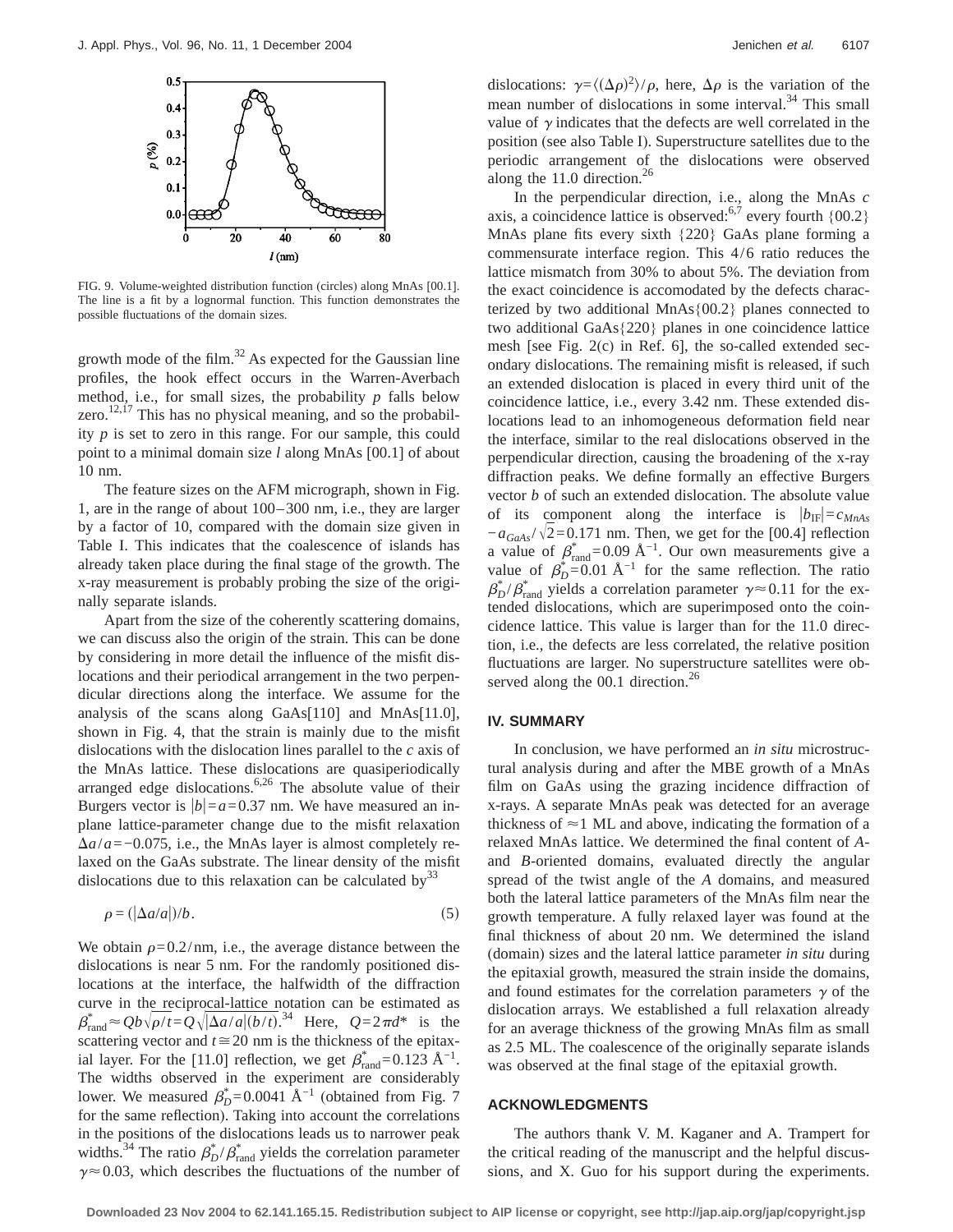FIG. 9. Volume-weighted distribution function (circles) along MnAs [00.1]. The line is a fit by a lognormal function. This function demonstrates the possible fluctuations of the domain sizes.

growth mode of the film.[32] As expected for the Gaussian line profiles, the hook effect occurs in the Warren-Averbach method, i.e., for small sizes, the probability $p$ falls below zero.[12,17] This has no physical meaning, and so the probability $p$ is set to zero in this range. For our sample, this could point to a minimal domain size $l$ along MnAs [00.1] of about 10 nm.

The feature sizes on the AFM micrograph, shown in Fig. 1, are in the range of about 100–300 nm, i.e., they are larger by a factor of 10, compared with the domain size given in Table I. This indicates that the coalescence of islands has already taken place during the final stage of the growth. The x-ray measurement is probably probing the size of the originally separate islands.

Apart from the size of the coherently scattering domains, we can discuss also the origin of the strain. This can be done by considering in more detail the influence of the misfit dislocations and their periodical arrangement in the two perpendicular directions along the interface. We assume for the analysis of the scans along GaAs[110] and MnAs[11.0], shown in Fig. 4, that the strain is mainly due to the misfit dislocations with the dislocation lines parallel to the $c$ axis of the MnAs lattice. These dislocations are quasiperiodically arranged edge dislocations.[6,26] The absolute value of their Burgers vector is $|b|=a=0.37$ nm. We have measured an in-plane lattice-parameter change due to the misfit relaxation $\Delta a/a=-0.075$, i.e., the MnAs layer is almost completely relaxed on the GaAs substrate. The linear density of the misfit dislocations due to this relaxation can be calculated by[33]

$$\rho = (|\Delta a/a|)/b. \tag{5}$$

We obtain $\rho=0.2/\text{nm}$, i.e., the average distance between the dislocations is near 5 nm. For the randomly positioned dislocations at the interface, the halfwidth of the diffraction curve in the reciprocal-lattice notation can be estimated as $\beta^{*}_{\text{rand}} \approx Qb\sqrt{\rho/t}=Q\sqrt{|\Delta a/a|(b/t)}$.[34] Here, $Q=2\pi d^{*}$ is the scattering vector and $t\cong 20$ nm is the thickness of the epitaxial layer. For the [11.0] reflection, we get $\beta^{*}_{\text{rand}}=0.123$ Å$^{-1}$. The widths observed in the experiment are considerably lower. We measured $\beta^{*}_{D}=0.0041$ Å$^{-1}$ (obtained from Fig. 7 for the same reflection). Taking into account the correlations in the positions of the dislocations leads us to narrower peak widths.[34] The ratio $\beta^{*}_{D}/\beta^{*}_{\text{rand}}$ yields the correlation parameter $\gamma\approx 0.03$, which describes the fluctuations of the number of dislocations: $\gamma=\langle(\Delta\rho)^2\rangle/\rho$, here, $\Delta\rho$ is the variation of the mean number of dislocations in some interval.[34] This small value of $\gamma$ indicates that the defects are well correlated in the position (see also Table I). Superstructure satellites due to the periodic arrangement of the dislocations were observed along the 11.0 direction.[26]

In the perpendicular direction, i.e., along the MnAs $c$ axis, a coincidence lattice is observed:[6,7] every fourth {00.2} MnAs plane fits every sixth {220} GaAs plane forming a commensurate interface region. This 4/6 ratio reduces the lattice mismatch from 30% to about 5%. The deviation from the exact coincidence is accomodated by the defects characterized by two additional MnAs{00.2} planes connected to two additional GaAs{220} planes in one coincidence lattice mesh [see Fig. 2(c) in Ref. 6], the so-called extended secondary dislocations. The remaining misfit is released, if such an extended dislocation is placed in every third unit of the coincidence lattice, i.e., every 3.42 nm. These extended dislocations lead to an inhomogeneous deformation field near the interface, similar to the real dislocations observed in the perpendicular direction, causing the broadening of the x-ray diffraction peaks. We define formally an effective Burgers vector $b$ of such an extended dislocation. The absolute value of its component along the interface is $|b_{\text{IF}}|=c_{MnAs}-a_{GaAs}/\sqrt{2}=0.171$ nm. Then, we get for the [00.4] reflection a value of $\beta^{*}_{\text{rand}}=0.09$ Å$^{-1}$. Our own measurements give a value of $\beta^{*}_{D}=0.01$ Å$^{-1}$ for the same reflection. The ratio $\beta^{*}_{D}/\beta^{*}_{\text{rand}}$ yields a correlation parameter $\gamma\approx 0.11$ for the extended dislocations, which are superimposed onto the coincidence lattice. This value is larger than for the 11.0 direction, i.e., the defects are less correlated, the relative position fluctuations are larger. No superstructure satellites were observed along the 00.1 direction.[26]

## IV. SUMMARY

In conclusion, we have performed an *in situ* microstructural analysis during and after the MBE growth of a MnAs film on GaAs using the grazing incidence diffraction of x-rays. A separate MnAs peak was detected for an average thickness of ≈1 ML and above, indicating the formation of a relaxed MnAs lattice. We determined the final content of *A*- and *B*-oriented domains, evaluated directly the angular spread of the twist angle of the *A* domains, and measured both the lateral lattice parameters of the MnAs film near the growth temperature. A fully relaxed layer was found at the final thickness of about 20 nm. We determined the island (domain) sizes and the lateral lattice parameter *in situ* during the epitaxial growth, measured the strain inside the domains, and found estimates for the correlation parameters $\gamma$ of the dislocation arrays. We established a full relaxation already for an average thickness of the growing MnAs film as small as 2.5 ML. The coalescence of the originally separate islands was observed at the final stage of the epitaxial growth.

## ACKNOWLEDGMENTS

The authors thank V. M. Kaganer and A. Trampert for the critical reading of the manuscript and the helpful discussions, and X. Guo for his support during the experiments.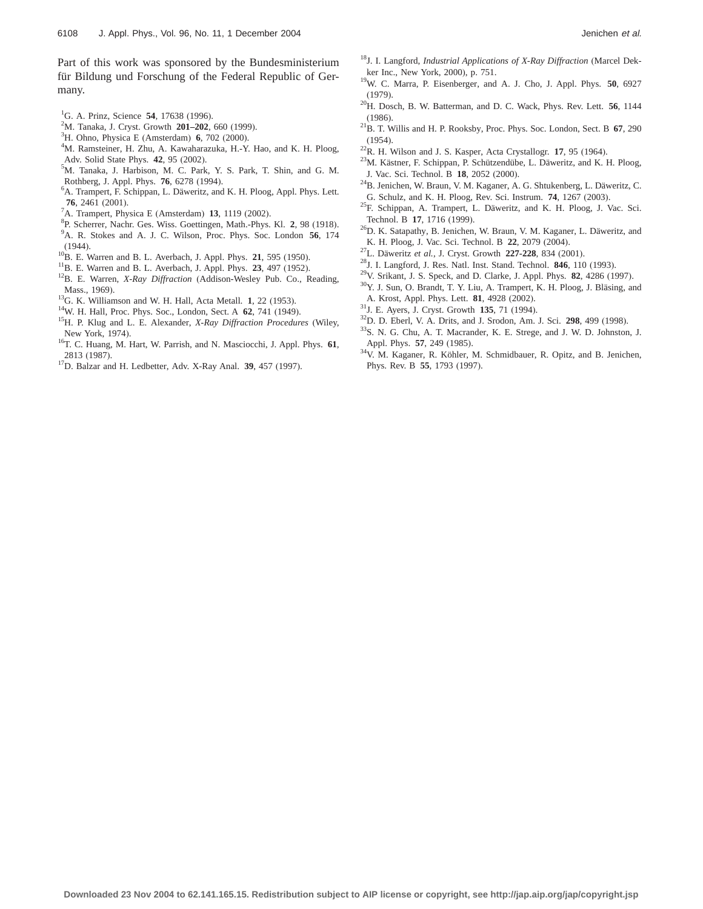Part of this work was sponsored by the Bundesministerium für Bildung und Forschung of the Federal Republic of Germany.

[1] G. A. Prinz, Science **54**, 17638 (1996).
[2] M. Tanaka, J. Cryst. Growth **201–202**, 660 (1999).
[3] H. Ohno, Physica E (Amsterdam) **6**, 702 (2000).
[4] M. Ramsteiner, H. Zhu, A. Kawaharazuka, H.-Y. Hao, and K. H. Ploog, Adv. Solid State Phys. **42**, 95 (2002).
[5] M. Tanaka, J. Harbison, M. C. Park, Y. S. Park, T. Shin, and G. M. Rothberg, J. Appl. Phys. **76**, 6278 (1994).
[6] A. Trampert, F. Schippan, L. Däweritz, and K. H. Ploog, Appl. Phys. Lett. **76**, 2461 (2001).
[7] A. Trampert, Physica E (Amsterdam) **13**, 1119 (2002).
[8] P. Scherrer, Nachr. Ges. Wiss. Goettingen, Math.-Phys. Kl. **2**, 98 (1918).
[9] A. R. Stokes and A. J. C. Wilson, Proc. Phys. Soc. London **56**, 174 (1944).
[10] B. E. Warren and B. L. Averbach, J. Appl. Phys. **21**, 595 (1950).
[11] B. E. Warren and B. L. Averbach, J. Appl. Phys. **23**, 497 (1952).
[12] B. E. Warren, *X-Ray Diffraction* (Addison-Wesley Pub. Co., Reading, Mass., 1969).
[13] G. K. Williamson and W. H. Hall, Acta Metall. **1**, 22 (1953).
[14] W. H. Hall, Proc. Phys. Soc., London, Sect. A **62**, 741 (1949).
[15] H. P. Klug and L. E. Alexander, *X-Ray Diffraction Procedures* (Wiley, New York, 1974).
[16] T. C. Huang, M. Hart, W. Parrish, and N. Masciocchi, J. Appl. Phys. **61**, 2813 (1987).
[17] D. Balzar and H. Ledbetter, Adv. X-Ray Anal. **39**, 457 (1997).
[18] J. I. Langford, *Industrial Applications of X-Ray Diffraction* (Marcel Dekker Inc., New York, 2000), p. 751.
[19] W. C. Marra, P. Eisenberger, and A. J. Cho, J. Appl. Phys. **50**, 6927 (1979).
[20] H. Dosch, B. W. Batterman, and D. C. Wack, Phys. Rev. Lett. **56**, 1144 (1986).
[21] B. T. Willis and H. P. Rooksby, Proc. Phys. Soc. London, Sect. B **67**, 290 (1954).
[22] R. H. Wilson and J. S. Kasper, Acta Crystallogr. **17**, 95 (1964).
[23] M. Kästner, F. Schippan, P. Schützendübe, L. Däweritz, and K. H. Ploog, J. Vac. Sci. Technol. B **18**, 2052 (2000).
[24] B. Jenichen, W. Braun, V. M. Kaganer, A. G. Shtukenberg, L. Däweritz, C. G. Schulz, and K. H. Ploog, Rev. Sci. Instrum. **74**, 1267 (2003).
[25] F. Schippan, A. Trampert, L. Däweritz, and K. H. Ploog, J. Vac. Sci. Technol. B **17**, 1716 (1999).
[26] D. K. Satapathy, B. Jenichen, W. Braun, V. M. Kaganer, L. Däweritz, and K. H. Ploog, J. Vac. Sci. Technol. B **22**, 2079 (2004).
[27] L. Däweritz *et al.*, J. Cryst. Growth **227-228**, 834 (2001).
[28] J. I. Langford, J. Res. Natl. Inst. Stand. Technol. **846**, 110 (1993).
[29] V. Srikant, J. S. Speck, and D. Clarke, J. Appl. Phys. **82**, 4286 (1997).
[30] Y. J. Sun, O. Brandt, T. Y. Liu, A. Trampert, K. H. Ploog, J. Bläsing, and A. Krost, Appl. Phys. Lett. **81**, 4928 (2002).
[31] J. E. Ayers, J. Cryst. Growth **135**, 71 (1994).
[32] D. D. Eberl, V. A. Drits, and J. Srodon, Am. J. Sci. **298**, 499 (1998).
[33] S. N. G. Chu, A. T. Macrander, K. E. Strege, and J. W. D. Johnston, J. Appl. Phys. **57**, 249 (1985).
[34] V. M. Kaganer, R. Köhler, M. Schmidbauer, R. Opitz, and B. Jenichen, Phys. Rev. B **55**, 1793 (1997).